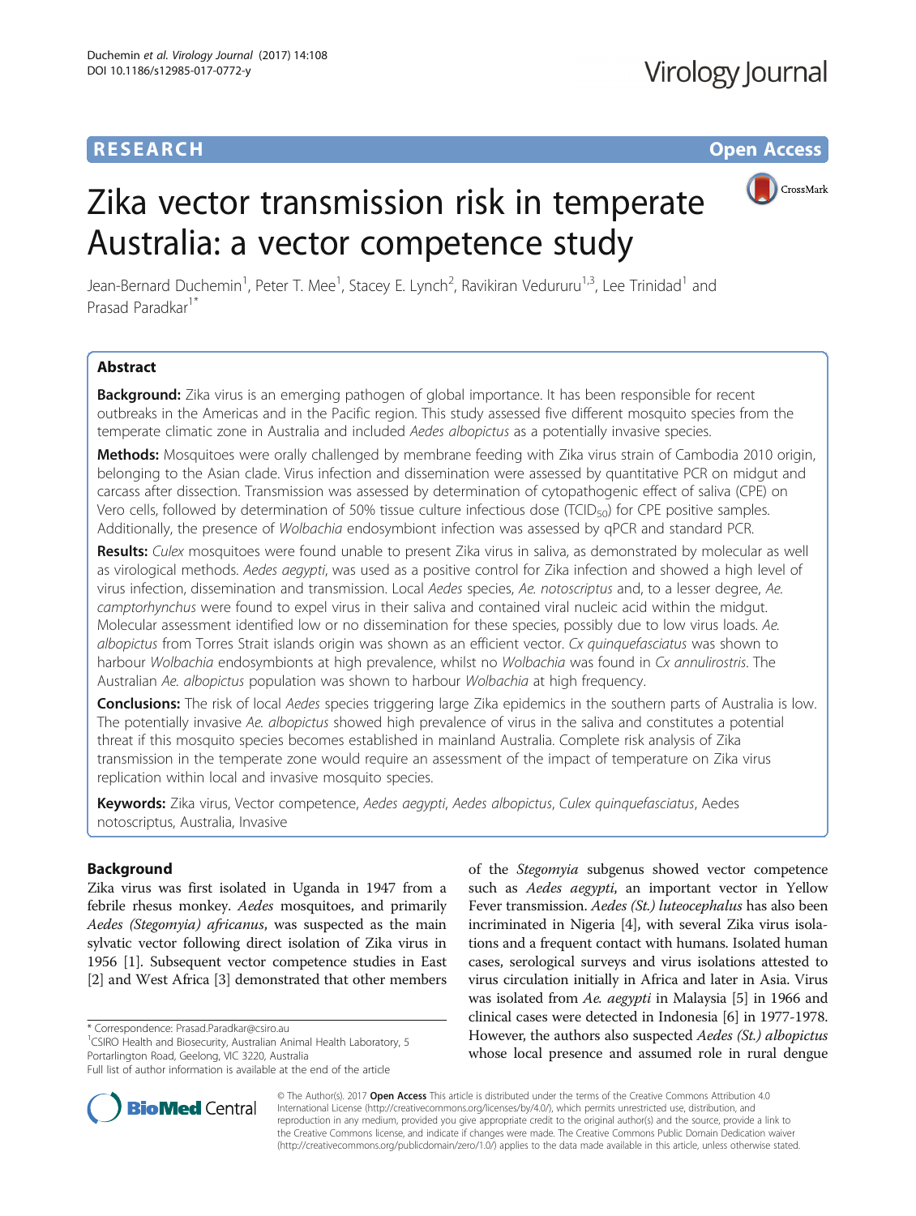**RESEARCH** **Open Access**

# Zika vector transmission risk in temperate Australia: a vector competence study

Jean-Bernard Duchemin[1], Peter T. Mee[1], Stacey E. Lynch[2], Ravikiran Vedururu[1,3], Lee Trinidad[1] and Prasad Paradkar[1*]

## Abstract

**Background:** Zika virus is an emerging pathogen of global importance. It has been responsible for recent outbreaks in the Americas and in the Pacific region. This study assessed five different mosquito species from the temperate climatic zone in Australia and included *Aedes albopictus* as a potentially invasive species.

**Methods:** Mosquitoes were orally challenged by membrane feeding with Zika virus strain of Cambodia 2010 origin, belonging to the Asian clade. Virus infection and dissemination were assessed by quantitative PCR on midgut and carcass after dissection. Transmission was assessed by determination of cytopathogenic effect of saliva (CPE) on Vero cells, followed by determination of 50% tissue culture infectious dose ($TCID_{50}$) for CPE positive samples. Additionally, the presence of *Wolbachia* endosymbiont infection was assessed by qPCR and standard PCR.

**Results:** *Culex* mosquitoes were found unable to present Zika virus in saliva, as demonstrated by molecular as well as virological methods. *Aedes aegypti*, was used as a positive control for Zika infection and showed a high level of virus infection, dissemination and transmission. Local *Aedes* species, *Ae. notoscriptus* and, to a lesser degree, *Ae. camptorhynchus* were found to expel virus in their saliva and contained viral nucleic acid within the midgut. Molecular assessment identified low or no dissemination for these species, possibly due to low virus loads. *Ae. albopictus* from Torres Strait islands origin was shown as an efficient vector. *Cx quinquefasciatus* was shown to harbour *Wolbachia* endosymbionts at high prevalence, whilst no *Wolbachia* was found in *Cx annulirostris*. The Australian *Ae. albopictus* population was shown to harbour *Wolbachia* at high frequency.

**Conclusions:** The risk of local *Aedes* species triggering large Zika epidemics in the southern parts of Australia is low. The potentially invasive *Ae. albopictus* showed high prevalence of virus in the saliva and constitutes a potential threat if this mosquito species becomes established in mainland Australia. Complete risk analysis of Zika transmission in the temperate zone would require an assessment of the impact of temperature on Zika virus replication within local and invasive mosquito species.

**Keywords:** Zika virus, Vector competence, *Aedes aegypti*, *Aedes albopictus*, *Culex quinquefasciatus*, Aedes notoscriptus, Australia, Invasive

## Background

Zika virus was first isolated in Uganda in 1947 from a febrile rhesus monkey. *Aedes* mosquitoes, and primarily *Aedes (Stegomyia) africanus*, was suspected as the main sylvatic vector following direct isolation of Zika virus in 1956 [1]. Subsequent vector competence studies in East [2] and West Africa [3] demonstrated that other members of the *Stegomyia* subgenus showed vector competence such as *Aedes aegypti*, an important vector in Yellow Fever transmission. *Aedes (St.) luteocephalus* has also been incriminated in Nigeria [4], with several Zika virus isolations and a frequent contact with humans. Isolated human cases, serological surveys and virus isolations attested to virus circulation initially in Africa and later in Asia. Virus was isolated from *Ae. aegypti* in Malaysia [5] in 1966 and clinical cases were detected in Indonesia [6] in 1977-1978. However, the authors also suspected *Aedes (St.) albopictus* whose local presence and assumed role in rural dengue

* Correspondence: Prasad.Paradkar@csiro.au
[1]CSIRO Health and Biosecurity, Australian Animal Health Laboratory, 5 Portarlington Road, Geelong, VIC 3220, Australia
Full list of author information is available at the end of the article

© The Author(s). 2017 **Open Access** This article is distributed under the terms of the Creative Commons Attribution 4.0 International License (http://creativecommons.org/licenses/by/4.0/), which permits unrestricted use, distribution, and reproduction in any medium, provided you give appropriate credit to the original author(s) and the source, provide a link to the Creative Commons license, and indicate if changes were made. The Creative Commons Public Domain Dedication waiver (http://creativecommons.org/publicdomain/zero/1.0/) applies to the data made available in this article, unless otherwise stated.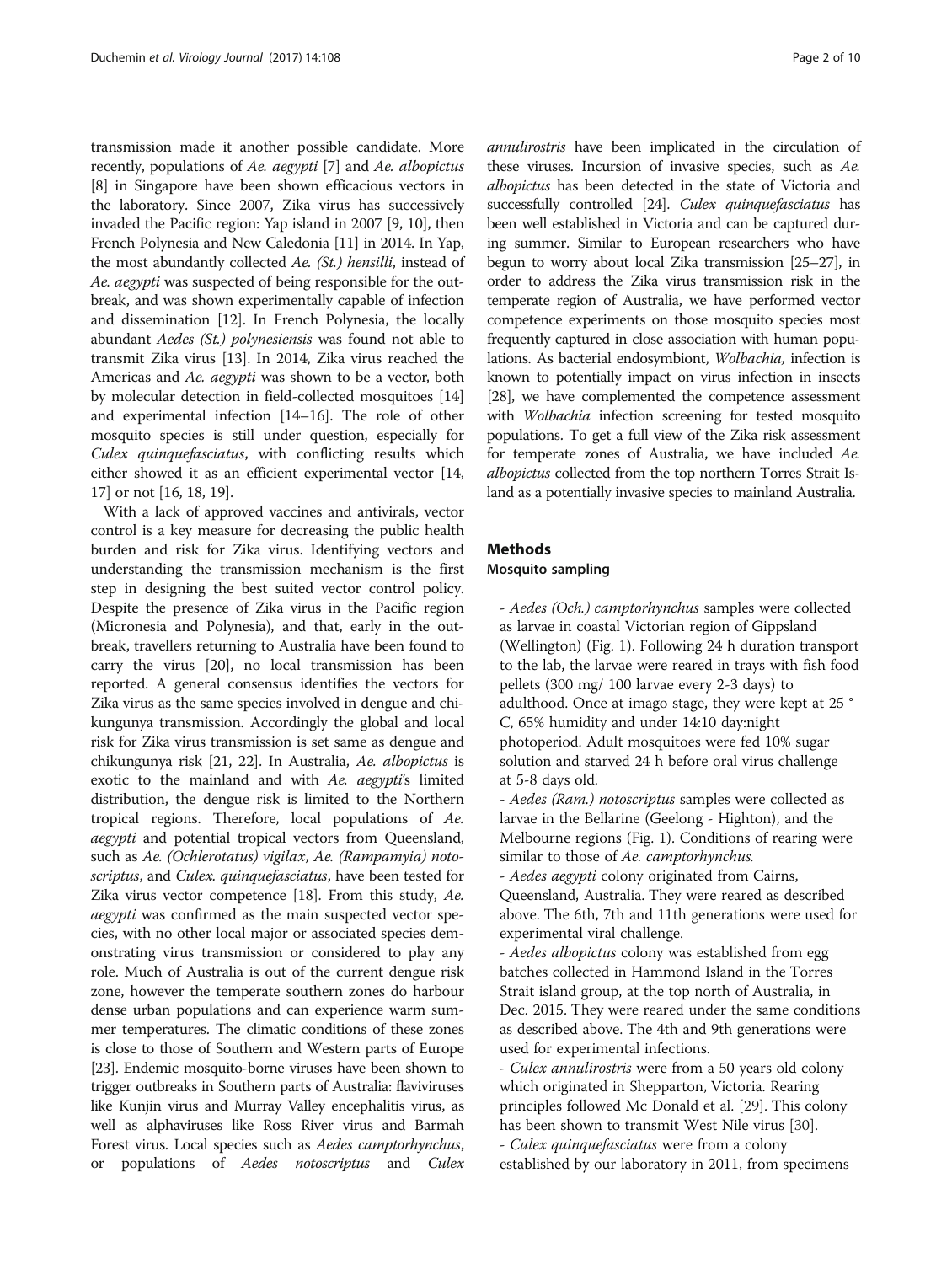transmission made it another possible candidate. More recently, populations of *Ae. aegypti* [7] and *Ae. albopictus* [8] in Singapore have been shown efficacious vectors in the laboratory. Since 2007, Zika virus has successively invaded the Pacific region: Yap island in 2007 [9, 10], then French Polynesia and New Caledonia [11] in 2014. In Yap, the most abundantly collected *Ae. (St.) hensilli*, instead of *Ae. aegypti* was suspected of being responsible for the outbreak, and was shown experimentally capable of infection and dissemination [12]. In French Polynesia, the locally abundant *Aedes (St.) polynesiensis* was found not able to transmit Zika virus [13]. In 2014, Zika virus reached the Americas and *Ae. aegypti* was shown to be a vector, both by molecular detection in field-collected mosquitoes [14] and experimental infection [14–16]. The role of other mosquito species is still under question, especially for *Culex quinquefasciatus*, with conflicting results which either showed it as an efficient experimental vector [14, 17] or not [16, 18, 19].

With a lack of approved vaccines and antivirals, vector control is a key measure for decreasing the public health burden and risk for Zika virus. Identifying vectors and understanding the transmission mechanism is the first step in designing the best suited vector control policy. Despite the presence of Zika virus in the Pacific region (Micronesia and Polynesia), and that, early in the outbreak, travellers returning to Australia have been found to carry the virus [20], no local transmission has been reported. A general consensus identifies the vectors for Zika virus as the same species involved in dengue and chikungunya transmission. Accordingly the global and local risk for Zika virus transmission is set same as dengue and chikungunya risk [21, 22]. In Australia, *Ae. albopictus* is exotic to the mainland and with *Ae. aegypti*'s limited distribution, the dengue risk is limited to the Northern tropical regions. Therefore, local populations of *Ae. aegypti* and potential tropical vectors from Queensland, such as *Ae. (Ochlerotatus) vigilax*, *Ae. (Rampamyia) notoscriptus*, and *Culex. quinquefasciatus*, have been tested for Zika virus vector competence [18]. From this study, *Ae. aegypti* was confirmed as the main suspected vector species, with no other local major or associated species demonstrating virus transmission or considered to play any role. Much of Australia is out of the current dengue risk zone, however the temperate southern zones do harbour dense urban populations and can experience warm summer temperatures. The climatic conditions of these zones is close to those of Southern and Western parts of Europe [23]. Endemic mosquito-borne viruses have been shown to trigger outbreaks in Southern parts of Australia: flaviviruses like Kunjin virus and Murray Valley encephalitis virus, as well as alphaviruses like Ross River virus and Barmah Forest virus. Local species such as *Aedes camptorhynchus*, or populations of *Aedes notoscriptus* and *Culex annulirostris* have been implicated in the circulation of these viruses. Incursion of invasive species, such as *Ae. albopictus* has been detected in the state of Victoria and successfully controlled [24]. *Culex quinquefasciatus* has been well established in Victoria and can be captured during summer. Similar to European researchers who have begun to worry about local Zika transmission [25–27], in order to address the Zika virus transmission risk in the temperate region of Australia, we have performed vector competence experiments on those mosquito species most frequently captured in close association with human populations. As bacterial endosymbiont, *Wolbachia*, infection is known to potentially impact on virus infection in insects [28], we have complemented the competence assessment with *Wolbachia* infection screening for tested mosquito populations. To get a full view of the Zika risk assessment for temperate zones of Australia, we have included *Ae. albopictus* collected from the top northern Torres Strait Island as a potentially invasive species to mainland Australia.

## Methods

### Mosquito sampling

- *Aedes (Och.) camptorhynchus* samples were collected as larvae in coastal Victorian region of Gippsland (Wellington) (Fig. 1). Following 24 h duration transport to the lab, the larvae were reared in trays with fish food pellets (300 mg/ 100 larvae every 2-3 days) to adulthood. Once at imago stage, they were kept at 25 ° C, 65% humidity and under 14:10 day:night photoperiod. Adult mosquitoes were fed 10% sugar solution and starved 24 h before oral virus challenge at 5-8 days old.
- *Aedes (Ram.) notoscriptus* samples were collected as larvae in the Bellarine (Geelong - Highton), and the Melbourne regions (Fig. 1). Conditions of rearing were similar to those of *Ae. camptorhynchus.*
- *Aedes aegypti* colony originated from Cairns, Queensland, Australia. They were reared as described above. The 6th, 7th and 11th generations were used for experimental viral challenge.
- *Aedes albopictus* colony was established from egg batches collected in Hammond Island in the Torres Strait island group, at the top north of Australia, in Dec. 2015. They were reared under the same conditions as described above. The 4th and 9th generations were used for experimental infections.
- *Culex annulirostris* were from a 50 years old colony which originated in Shepparton, Victoria. Rearing principles followed Mc Donald et al. [29]. This colony has been shown to transmit West Nile virus [30].
- *Culex quinquefasciatus* were from a colony established by our laboratory in 2011, from specimens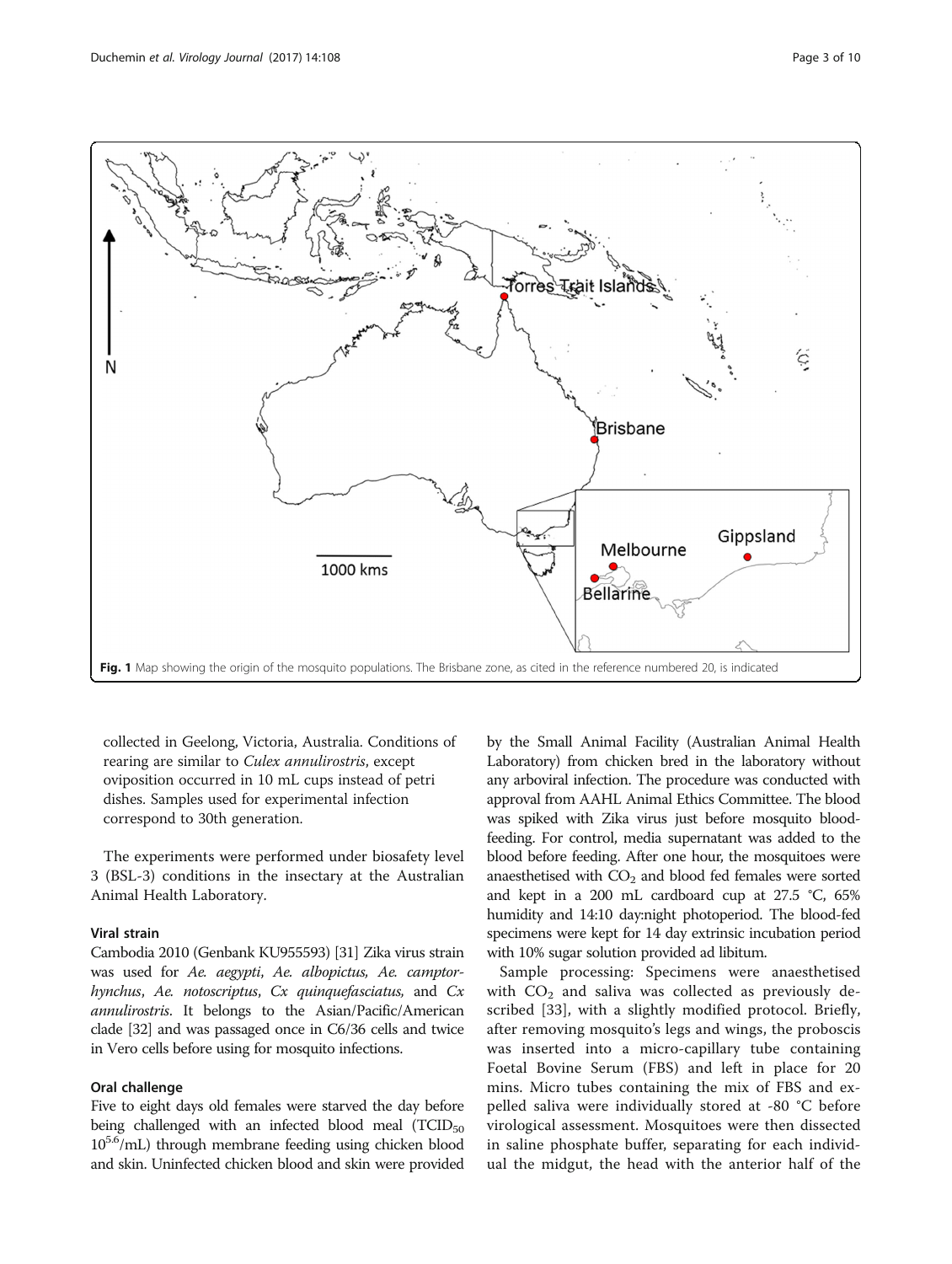Fig. 1 Map showing the origin of the mosquito populations. The Brisbane zone, as cited in the reference numbered 20, is indicated

collected in Geelong, Victoria, Australia. Conditions of rearing are similar to *Culex annulirostris*, except oviposition occurred in 10 mL cups instead of petri dishes. Samples used for experimental infection correspond to 30th generation.

The experiments were performed under biosafety level 3 (BSL-3) conditions in the insectary at the Australian Animal Health Laboratory.

### Viral strain

Cambodia 2010 (Genbank KU955593) [31] Zika virus strain was used for *Ae. aegypti*, *Ae. albopictus, Ae. camptorhynchus*, *Ae. notoscriptus*, *Cx quinquefasciatus,* and *Cx annulirostris*. It belongs to the Asian/Pacific/American clade [32] and was passaged once in C6/36 cells and twice in Vero cells before using for mosquito infections.

### Oral challenge

Five to eight days old females were starved the day before being challenged with an infected blood meal ($TCID_{50}$ $10^{5.6}$/mL) through membrane feeding using chicken blood and skin. Uninfected chicken blood and skin were provided by the Small Animal Facility (Australian Animal Health Laboratory) from chicken bred in the laboratory without any arboviral infection. The procedure was conducted with approval from AAHL Animal Ethics Committee. The blood was spiked with Zika virus just before mosquito blood-feeding. For control, media supernatant was added to the blood before feeding. After one hour, the mosquitoes were anaesthetised with $CO_2$ and blood fed females were sorted and kept in a 200 mL cardboard cup at 27.5 °C, 65% humidity and 14:10 day:night photoperiod. The blood-fed specimens were kept for 14 day extrinsic incubation period with 10% sugar solution provided ad libitum.

Sample processing: Specimens were anaesthetised with $CO_2$ and saliva was collected as previously described [33], with a slightly modified protocol. Briefly, after removing mosquito's legs and wings, the proboscis was inserted into a micro-capillary tube containing Foetal Bovine Serum (FBS) and left in place for 20 mins. Micro tubes containing the mix of FBS and expelled saliva were individually stored at -80 °C before virological assessment. Mosquitoes were then dissected in saline phosphate buffer, separating for each individual the midgut, the head with the anterior half of the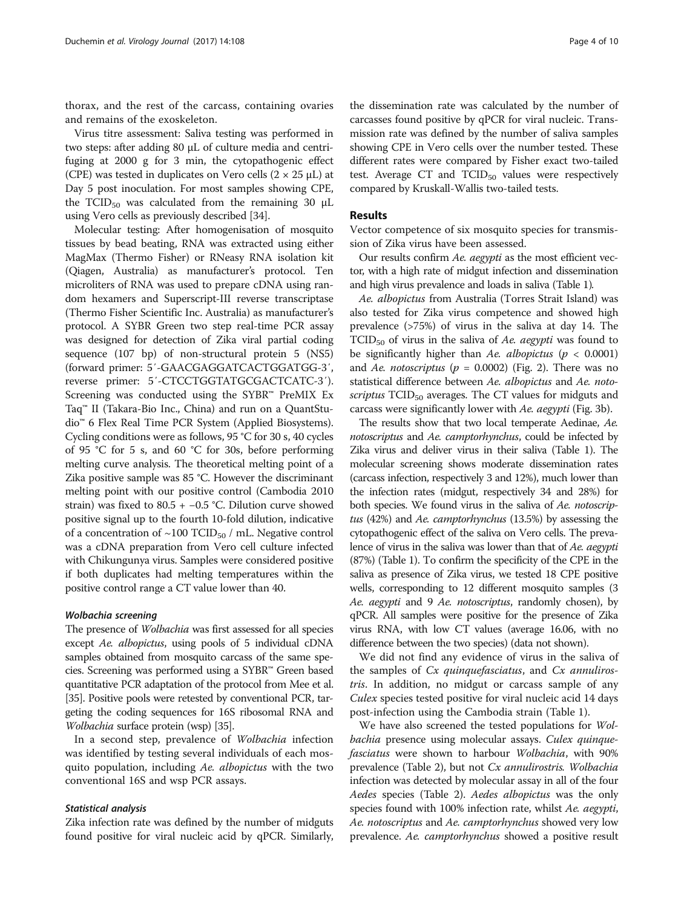thorax, and the rest of the carcass, containing ovaries and remains of the exoskeleton.

Virus titre assessment: Saliva testing was performed in two steps: after adding 80 μL of culture media and centrifuging at 2000 g for 3 min, the cytopathogenic effect (CPE) was tested in duplicates on Vero cells (2 × 25 μL) at Day 5 post inoculation. For most samples showing CPE, the $TCID_{50}$ was calculated from the remaining 30 μL using Vero cells as previously described [34].

Molecular testing: After homogenisation of mosquito tissues by bead beating, RNA was extracted using either MagMax (Thermo Fisher) or RNeasy RNA isolation kit (Qiagen, Australia) as manufacturer's protocol. Ten microliters of RNA was used to prepare cDNA using random hexamers and Superscript-III reverse transcriptase (Thermo Fisher Scientific Inc. Australia) as manufacturer's protocol. A SYBR Green two step real-time PCR assay was designed for detection of Zika viral partial coding sequence (107 bp) of non-structural protein 5 (NS5) (forward primer: 5′-GAACGAGGATCACTGGATGG-3′, reverse primer: 5′-CTCCTGGTATGCGACTCATC-3′). Screening was conducted using the SYBR™ PreMIX Ex Taq™ II (Takara-Bio Inc., China) and run on a QuantStudio™ 6 Flex Real Time PCR System (Applied Biosystems). Cycling conditions were as follows, 95 °C for 30 s, 40 cycles of 95 °C for 5 s, and 60 °C for 30s, before performing melting curve analysis. The theoretical melting point of a Zika positive sample was 85 °C. However the discriminant melting point with our positive control (Cambodia 2010 strain) was fixed to 80.5 + −0.5 °C. Dilution curve showed positive signal up to the fourth 10-fold dilution, indicative of a concentration of ~100 $TCID_{50}$ / mL. Negative control was a cDNA preparation from Vero cell culture infected with Chikungunya virus. Samples were considered positive if both duplicates had melting temperatures within the positive control range a CT value lower than 40.

#### *Wolbachia* screening

The presence of *Wolbachia* was first assessed for all species except *Ae. albopictus*, using pools of 5 individual cDNA samples obtained from mosquito carcass of the same species. Screening was performed using a SYBR™ Green based quantitative PCR adaptation of the protocol from Mee et al. [35]. Positive pools were retested by conventional PCR, targeting the coding sequences for 16S ribosomal RNA and *Wolbachia* surface protein (wsp) [35].

In a second step, prevalence of *Wolbachia* infection was identified by testing several individuals of each mosquito population, including *Ae. albopictus* with the two conventional 16S and wsp PCR assays.

#### Statistical analysis

Zika infection rate was defined by the number of midguts found positive for viral nucleic acid by qPCR. Similarly, the dissemination rate was calculated by the number of carcasses found positive by qPCR for viral nucleic. Transmission rate was defined by the number of saliva samples showing CPE in Vero cells over the number tested. These different rates were compared by Fisher exact two-tailed test. Average CT and $TCID_{50}$ values were respectively compared by Kruskall-Wallis two-tailed tests.

## Results

Vector competence of six mosquito species for transmission of Zika virus have been assessed.

Our results confirm *Ae. aegypti* as the most efficient vector, with a high rate of midgut infection and dissemination and high virus prevalence and loads in saliva (Table 1).

*Ae. albopictus* from Australia (Torres Strait Island) was also tested for Zika virus competence and showed high prevalence (>75%) of virus in the saliva at day 14. The $TCID_{50}$ of virus in the saliva of *Ae. aegypti* was found to be significantly higher than *Ae. albopictus* ($p < 0.0001$) and *Ae. notoscriptus* ($p = 0.0002$) (Fig. 2). There was no statistical difference between *Ae. albopictus* and *Ae. notoscriptus* $TCID_{50}$ averages. The CT values for midguts and carcass were significantly lower with *Ae. aegypti* (Fig. 3b).

The results show that two local temperate Aedinae, *Ae. notoscriptus* and *Ae. camptorhynchus*, could be infected by Zika virus and deliver virus in their saliva (Table 1). The molecular screening shows moderate dissemination rates (carcass infection, respectively 3 and 12%), much lower than the infection rates (midgut, respectively 34 and 28%) for both species. We found virus in the saliva of *Ae. notoscriptus* (42%) and *Ae. camptorhynchus* (13.5%) by assessing the cytopathogenic effect of the saliva on Vero cells. The prevalence of virus in the saliva was lower than that of *Ae. aegypti* (87%) (Table 1). To confirm the specificity of the CPE in the saliva as presence of Zika virus, we tested 18 CPE positive wells, corresponding to 12 different mosquito samples (3 *Ae. aegypti* and 9 *Ae. notoscriptus*, randomly chosen), by qPCR. All samples were positive for the presence of Zika virus RNA, with low CT values (average 16.06, with no difference between the two species) (data not shown).

We did not find any evidence of virus in the saliva of the samples of *Cx quinquefasciatus*, and *Cx annulirostris*. In addition, no midgut or carcass sample of any *Culex* species tested positive for viral nucleic acid 14 days post-infection using the Cambodia strain (Table 1).

We have also screened the tested populations for *Wolbachia* presence using molecular assays. *Culex quinquefasciatus* were shown to harbour *Wolbachia*, with 90% prevalence (Table 2), but not *Cx annulirostris*. *Wolbachia* infection was detected by molecular assay in all of the four *Aedes* species (Table 2). *Aedes albopictus* was the only species found with 100% infection rate, whilst *Ae. aegypti*, *Ae. notoscriptus* and *Ae. camptorhynchus* showed very low prevalence. *Ae. camptorhynchus* showed a positive result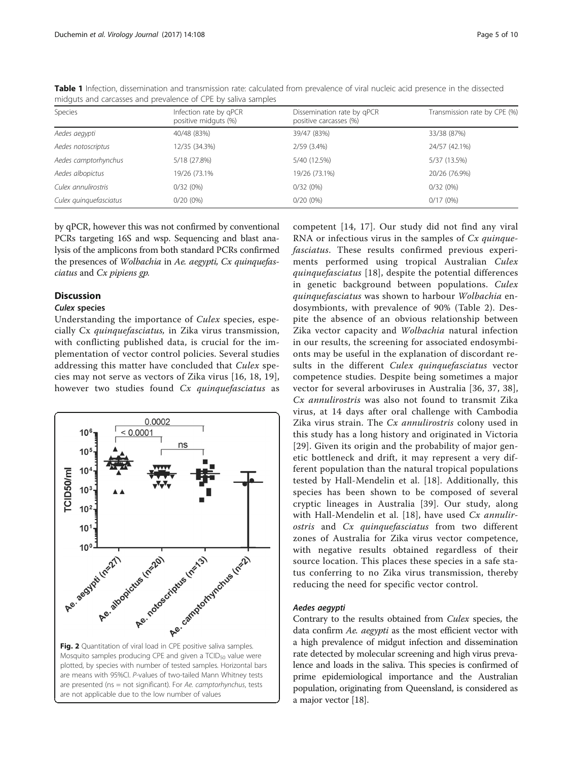**Table 1** Infection, dissemination and transmission rate: calculated from prevalence of viral nucleic acid presence in the dissected midguts and carcasses and prevalence of CPE by saliva samples

| Species | Infection rate by qPCR positive midguts (%) | Dissemination rate by qPCR positive carcasses (%) | Transmission rate by CPE (%) |
|---|---|---|---|
| *Aedes aegypti* | 40/48 (83%) | 39/47 (83%) | 33/38 (87%) |
| *Aedes notoscriptus* | 12/35 (34.3%) | 2/59 (3.4%) | 24/57 (42.1%) |
| *Aedes camptorhynchus* | 5/18 (27.8%) | 5/40 (12.5%) | 5/37 (13.5%) |
| *Aedes albopictus* | 19/26 (73.1% | 19/26 (73.1%) | 20/26 (76.9%) |
| *Culex annulirostris* | 0/32 (0%) | 0/32 (0%) | 0/32 (0%) |
| *Culex quinquefasciatus* | 0/20 (0%) | 0/20 (0%) | 0/17 (0%) |

by qPCR, however this was not confirmed by conventional PCRs targeting 16S and wsp. Sequencing and blast analysis of the amplicons from both standard PCRs confirmed the presences of *Wolbachia* in *Ae. aegypti*, *Cx quinquefasciatus* and *Cx pipiens gp.*

## Discussion

### *Culex* species

Understanding the importance of *Culex* species, especially Cx *quinquefasciatus,* in Zika virus transmission, with conflicting published data, is crucial for the implementation of vector control policies. Several studies addressing this matter have concluded that *Culex* species may not serve as vectors of Zika virus [16, 18, 19], however two studies found *Cx quinquefasciatus* as competent [14, 17]. Our study did not find any viral RNA or infectious virus in the samples of *Cx quinquefasciatus*. These results confirmed previous experiments performed using tropical Australian *Culex quinquefasciatus* [18], despite the potential differences in genetic background between populations. *Culex quinquefasciatus* was shown to harbour *Wolbachia* endosymbionts, with prevalence of 90% (Table 2). Despite the absence of an obvious relationship between Zika vector capacity and *Wolbachia* natural infection in our results, the screening for associated endosymbionts may be useful in the explanation of discordant results in the different *Culex quinquefasciatus* vector competence studies. Despite being sometimes a major vector for several arboviruses in Australia [36, 37, 38], *Cx annulirostris* was also not found to transmit Zika virus, at 14 days after oral challenge with Cambodia Zika virus strain. The *Cx annulirostris* colony used in this study has a long history and originated in Victoria [29]. Given its origin and the probability of major genetic bottleneck and drift, it may represent a very different population than the natural tropical populations tested by Hall-Mendelin et al. [18]. Additionally, this species has been shown to be composed of several cryptic lineages in Australia [39]. Our study, along with Hall-Mendelin et al. [18], have used *Cx annulirostris* and *Cx quinquefasciatus* from two different zones of Australia for Zika virus vector competence, with negative results obtained regardless of their source location. This places these species in a safe status conferring to no Zika virus transmission, thereby reducing the need for specific vector control.

**Fig. 2** Quantitation of viral load in CPE positive saliva samples. Mosquito samples producing CPE and given a $TCID_{50}$ value were plotted, by species with number of tested samples. Horizontal bars are means with 95%CI. P-values of two-tailed Mann Whitney tests are presented (ns = not significant). For *Ae. camptorhynchus*, tests are not applicable due to the low number of values

### *Aedes aegypti*

Contrary to the results obtained from *Culex* species, the data confirm *Ae. aegypti* as the most efficient vector with a high prevalence of midgut infection and dissemination rate detected by molecular screening and high virus prevalence and loads in the saliva. This species is confirmed of prime epidemiological importance and the Australian population, originating from Queensland, is considered as a major vector [18].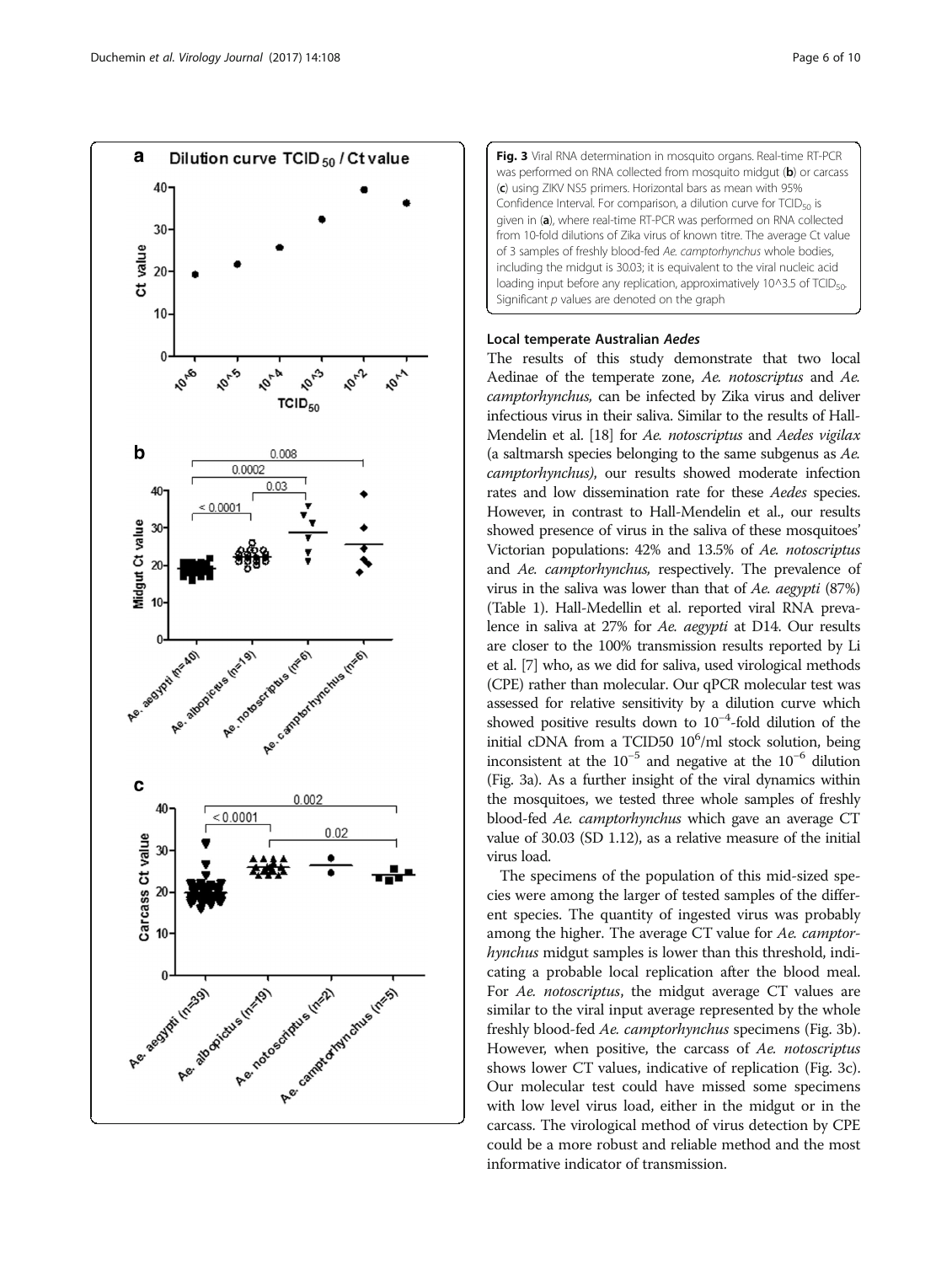**Fig. 3** Viral RNA determination in mosquito organs. Real-time RT-PCR was performed on RNA collected from mosquito midgut (**b**) or carcass (**c**) using ZIKV NS5 primers. Horizontal bars as mean with 95% Confidence Interval. For comparison, a dilution curve for $TCID_{50}$ is given in (**a**), where real-time RT-PCR was performed on RNA collected from 10-fold dilutions of Zika virus of known titre. The average Ct value of 3 samples of freshly blood-fed *Ae. camptorhynchus* whole bodies, including the midgut is 30.03; it is equivalent to the viral nucleic acid loading input before any replication, approximatively 10^3.5 of $TCID_{50}$. Significant *p* values are denoted on the graph

### Local temperate Australian *Aedes*

The results of this study demonstrate that two local Aedinae of the temperate zone, *Ae. notoscriptus* and *Ae. camptorhynchus*, can be infected by Zika virus and deliver infectious virus in their saliva. Similar to the results of Hall-Mendelin et al. [18] for *Ae. notoscriptus* and *Aedes vigilax* (a saltmarsh species belonging to the same subgenus as *Ae. camptorhynchus)*, our results showed moderate infection rates and low dissemination rate for these *Aedes* species. However, in contrast to Hall-Mendelin et al., our results showed presence of virus in the saliva of these mosquitoes' Victorian populations: 42% and 13.5% of *Ae. notoscriptus* and *Ae. camptorhynchus*, respectively. The prevalence of virus in the saliva was lower than that of *Ae. aegypti* (87%) (Table 1). Hall-Medellin et al. reported viral RNA prevalence in saliva at 27% for *Ae. aegypti* at D14. Our results are closer to the 100% transmission results reported by Li et al. [7] who, as we did for saliva, used virological methods (CPE) rather than molecular. Our qPCR molecular test was assessed for relative sensitivity by a dilution curve which showed positive results down to $10^{-4}$-fold dilution of the initial cDNA from a TCID50 $10^6$/ml stock solution, being inconsistent at the $10^{-5}$ and negative at the $10^{-6}$ dilution (Fig. 3a). As a further insight of the viral dynamics within the mosquitoes, we tested three whole samples of freshly blood-fed *Ae. camptorhynchus* which gave an average CT value of 30.03 (SD 1.12), as a relative measure of the initial virus load.

The specimens of the population of this mid-sized species were among the larger of tested samples of the different species. The quantity of ingested virus was probably among the higher. The average CT value for *Ae. camptorhynchus* midgut samples is lower than this threshold, indicating a probable local replication after the blood meal. For *Ae. notoscriptus*, the midgut average CT values are similar to the viral input average represented by the whole freshly blood-fed *Ae. camptorhynchus* specimens (Fig. 3b). However, when positive, the carcass of *Ae. notoscriptus* shows lower CT values, indicative of replication (Fig. 3c). Our molecular test could have missed some specimens with low level virus load, either in the midgut or in the carcass. The virological method of virus detection by CPE could be a more robust and reliable method and the most informative indicator of transmission.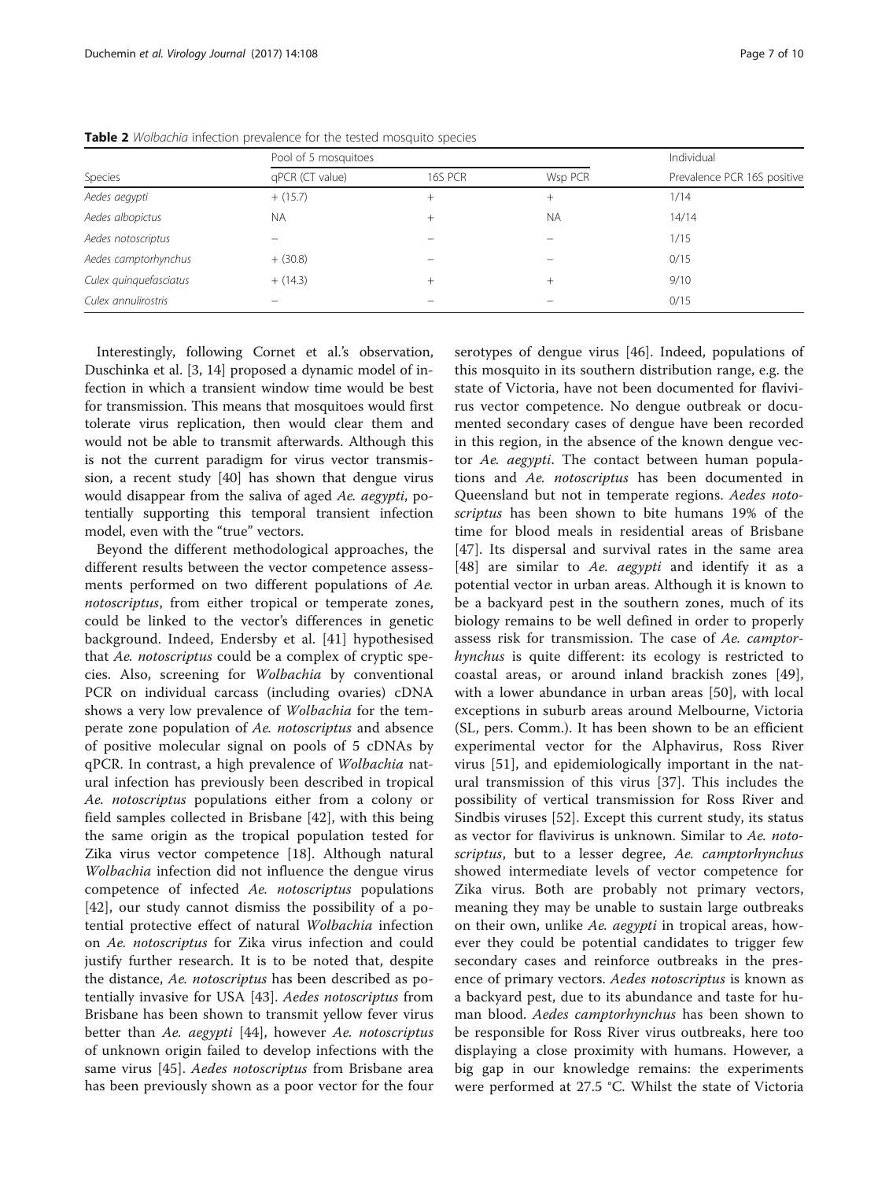**Table 2** *Wolbachia* infection prevalence for the tested mosquito species

| Species | Pool of 5 mosquitoes | | | Individual |
|---|---|---|---|---|
| | qPCR (CT value) | 16S PCR | Wsp PCR | Prevalence PCR 16S positive |
| *Aedes aegypti* | + (15.7) | + | + | 1/14 |
| *Aedes albopictus* | NA | + | NA | 14/14 |
| *Aedes notoscriptus* | – | – | – | 1/15 |
| *Aedes camptorhynchus* | + (30.8) | – | – | 0/15 |
| *Culex quinquefasciatus* | + (14.3) | + | + | 9/10 |
| *Culex annulirostris* | – | – | – | 0/15 |

Interestingly, following Cornet et al.'s observation, Duschinka et al. [3, 14] proposed a dynamic model of infection in which a transient window time would be best for transmission. This means that mosquitoes would first tolerate virus replication, then would clear them and would not be able to transmit afterwards. Although this is not the current paradigm for virus vector transmission, a recent study [40] has shown that dengue virus would disappear from the saliva of aged *Ae. aegypti*, potentially supporting this temporal transient infection model, even with the "true" vectors.

Beyond the different methodological approaches, the different results between the vector competence assessments performed on two different populations of *Ae. notoscriptus*, from either tropical or temperate zones, could be linked to the vector's differences in genetic background. Indeed, Endersby et al. [41] hypothesised that *Ae. notoscriptus* could be a complex of cryptic species. Also, screening for *Wolbachia* by conventional PCR on individual carcass (including ovaries) cDNA shows a very low prevalence of *Wolbachia* for the temperate zone population of *Ae. notoscriptus* and absence of positive molecular signal on pools of 5 cDNAs by qPCR. In contrast, a high prevalence of *Wolbachia* natural infection has previously been described in tropical *Ae. notoscriptus* populations either from a colony or field samples collected in Brisbane [42], with this being the same origin as the tropical population tested for Zika virus vector competence [18]. Although natural *Wolbachia* infection did not influence the dengue virus competence of infected *Ae. notoscriptus* populations [42], our study cannot dismiss the possibility of a potential protective effect of natural *Wolbachia* infection on *Ae. notoscriptus* for Zika virus infection and could justify further research. It is to be noted that, despite the distance, *Ae. notoscriptus* has been described as potentially invasive for USA [43]. *Aedes notoscriptus* from Brisbane has been shown to transmit yellow fever virus better than *Ae. aegypti* [44], however *Ae. notoscriptus* of unknown origin failed to develop infections with the same virus [45]. *Aedes notoscriptus* from Brisbane area has been previously shown as a poor vector for the four serotypes of dengue virus [46]. Indeed, populations of this mosquito in its southern distribution range, e.g. the state of Victoria, have not been documented for flavivirus vector competence. No dengue outbreak or documented secondary cases of dengue have been recorded in this region, in the absence of the known dengue vector *Ae. aegypti*. The contact between human populations and *Ae. notoscriptus* has been documented in Queensland but not in temperate regions. *Aedes notoscriptus* has been shown to bite humans 19% of the time for blood meals in residential areas of Brisbane [47]. Its dispersal and survival rates in the same area [48] are similar to *Ae. aegypti* and identify it as a potential vector in urban areas. Although it is known to be a backyard pest in the southern zones, much of its biology remains to be well defined in order to properly assess risk for transmission. The case of *Ae. camptorhynchus* is quite different: its ecology is restricted to coastal areas, or around inland brackish zones [49], with a lower abundance in urban areas [50], with local exceptions in suburb areas around Melbourne, Victoria (SL, pers. Comm.). It has been shown to be an efficient experimental vector for the Alphavirus, Ross River virus [51], and epidemiologically important in the natural transmission of this virus [37]. This includes the possibility of vertical transmission for Ross River and Sindbis viruses [52]. Except this current study, its status as vector for flavivirus is unknown. Similar to *Ae. notoscriptus*, but to a lesser degree, *Ae. camptorhynchus* showed intermediate levels of vector competence for Zika virus. Both are probably not primary vectors, meaning they may be unable to sustain large outbreaks on their own, unlike *Ae. aegypti* in tropical areas, however they could be potential candidates to trigger few secondary cases and reinforce outbreaks in the presence of primary vectors. *Aedes notoscriptus* is known as a backyard pest, due to its abundance and taste for human blood. *Aedes camptorhynchus* has been shown to be responsible for Ross River virus outbreaks, here too displaying a close proximity with humans. However, a big gap in our knowledge remains: the experiments were performed at 27.5 °C. Whilst the state of Victoria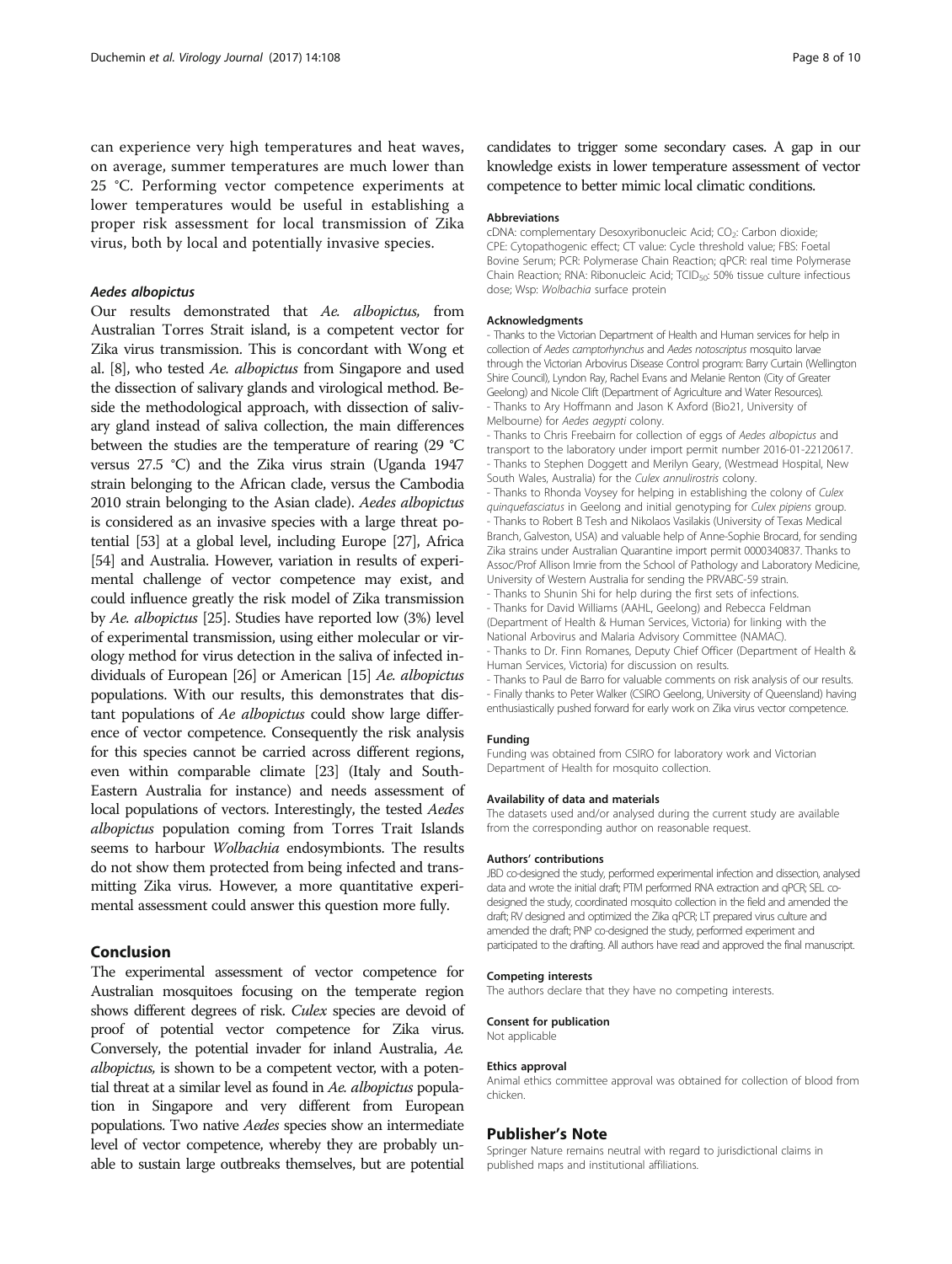can experience very high temperatures and heat waves, on average, summer temperatures are much lower than 25 °C. Performing vector competence experiments at lower temperatures would be useful in establishing a proper risk assessment for local transmission of Zika virus, both by local and potentially invasive species.

### *Aedes albopictus*

Our results demonstrated that *Ae. albopictus*, from Australian Torres Strait island, is a competent vector for Zika virus transmission. This is concordant with Wong et al. [8], who tested *Ae. albopictus* from Singapore and used the dissection of salivary glands and virological method. Beside the methodological approach, with dissection of salivary gland instead of saliva collection, the main differences between the studies are the temperature of rearing (29 °C versus 27.5 °C) and the Zika virus strain (Uganda 1947 strain belonging to the African clade, versus the Cambodia 2010 strain belonging to the Asian clade). *Aedes albopictus* is considered as an invasive species with a large threat potential [53] at a global level, including Europe [27], Africa [54] and Australia. However, variation in results of experimental challenge of vector competence may exist, and could influence greatly the risk model of Zika transmission by *Ae. albopictus* [25]. Studies have reported low (3%) level of experimental transmission, using either molecular or virology method for virus detection in the saliva of infected individuals of European [26] or American [15] *Ae. albopictus* populations. With our results, this demonstrates that distant populations of *Ae albopictus* could show large difference of vector competence. Consequently the risk analysis for this species cannot be carried across different regions, even within comparable climate [23] (Italy and South-Eastern Australia for instance) and needs assessment of local populations of vectors. Interestingly, the tested *Aedes albopictus* population coming from Torres Trait Islands seems to harbour *Wolbachia* endosymbionts. The results do not show them protected from being infected and transmitting Zika virus. However, a more quantitative experimental assessment could answer this question more fully.

## Conclusion

The experimental assessment of vector competence for Australian mosquitoes focusing on the temperate region shows different degrees of risk. *Culex* species are devoid of proof of potential vector competence for Zika virus. Conversely, the potential invader for inland Australia, *Ae. albopictus*, is shown to be a competent vector, with a potential threat at a similar level as found in *Ae. albopictus* population in Singapore and very different from European populations. Two native *Aedes* species show an intermediate level of vector competence, whereby they are probably unable to sustain large outbreaks themselves, but are potential candidates to trigger some secondary cases. A gap in our knowledge exists in lower temperature assessment of vector competence to better mimic local climatic conditions.

#### Abbreviations

cDNA: complementary Desoxyribonucleic Acid; $CO_2$: Carbon dioxide; CPE: Cytopathogenic effect; CT value: Cycle threshold value; FBS: Foetal Bovine Serum; PCR: Polymerase Chain Reaction; qPCR: real time Polymerase Chain Reaction; RNA: Ribonucleic Acid; $TCID_{50}$: 50% tissue culture infectious dose; Wsp: *Wolbachia* surface protein

#### Acknowledgments

- Thanks to the Victorian Department of Health and Human services for help in collection of *Aedes camptorhynchus* and *Aedes notoscriptus* mosquito larvae through the Victorian Arbovirus Disease Control program: Barry Curtain (Wellington Shire Council), Lyndon Ray, Rachel Evans and Melanie Renton (City of Greater Geelong) and Nicole Clift (Department of Agriculture and Water Resources).
- Thanks to Ary Hoffmann and Jason K Axford (Bio21, University of Melbourne) for *Aedes aegypti* colony.
- Thanks to Chris Freebairn for collection of eggs of *Aedes albopictus* and transport to the laboratory under import permit number 2016-01-22120617.
- Thanks to Stephen Doggett and Merilyn Geary, (Westmead Hospital, New South Wales, Australia) for the *Culex annulirostris* colony.
- Thanks to Rhonda Voysey for helping in establishing the colony of *Culex quinquefasciatus* in Geelong and initial genotyping for *Culex pipiens* group.
- Thanks to Robert B Tesh and Nikolaos Vasilakis (University of Texas Medical Branch, Galveston, USA) and valuable help of Anne-Sophie Brocard, for sending Zika strains under Australian Quarantine import permit 0000340837. Thanks to Assoc/Prof Allison Imrie from the School of Pathology and Laboratory Medicine, University of Western Australia for sending the PRVABC-59 strain.
- Thanks to Shunin Shi for help during the first sets of infections.
- Thanks for David Williams (AAHL, Geelong) and Rebecca Feldman (Department of Health & Human Services, Victoria) for linking with the National Arbovirus and Malaria Advisory Committee (NAMAC).
- Thanks to Dr. Finn Romanes, Deputy Chief Officer (Department of Health & Human Services, Victoria) for discussion on results.
- Thanks to Paul de Barro for valuable comments on risk analysis of our results.
- Finally thanks to Peter Walker (CSIRO Geelong, University of Queensland) having enthusiastically pushed forward for early work on Zika virus vector competence.

#### Funding

Funding was obtained from CSIRO for laboratory work and Victorian Department of Health for mosquito collection.

#### Availability of data and materials

The datasets used and/or analysed during the current study are available from the corresponding author on reasonable request.

#### Authors' contributions

JBD co-designed the study, performed experimental infection and dissection, analysed data and wrote the initial draft; PTM performed RNA extraction and qPCR; SEL co-designed the study, coordinated mosquito collection in the field and amended the draft; RV designed and optimized the Zika qPCR; LT prepared virus culture and amended the draft; PNP co-designed the study, performed experiment and participated to the drafting. All authors have read and approved the final manuscript.

#### Competing interests

The authors declare that they have no competing interests.

#### Consent for publication

Not applicable

#### Ethics approval

Animal ethics committee approval was obtained for collection of blood from chicken.

## Publisher's Note

Springer Nature remains neutral with regard to jurisdictional claims in published maps and institutional affiliations.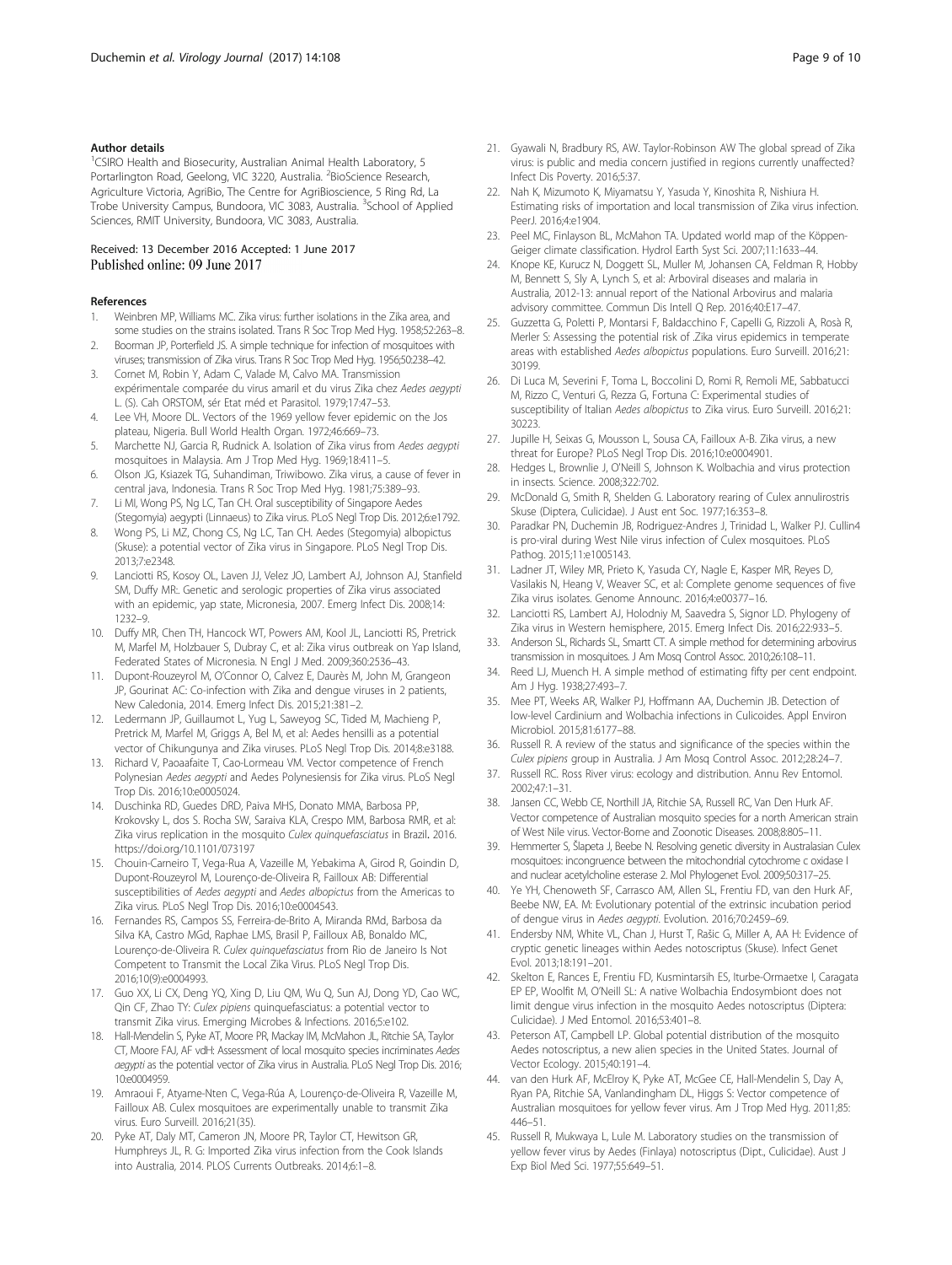#### Author details

[1]CSIRO Health and Biosecurity, Australian Animal Health Laboratory, 5 Portarlington Road, Geelong, VIC 3220, Australia. [2]BioScience Research, Agriculture Victoria, AgriBio, The Centre for AgriBioscience, 5 Ring Rd, La Trobe University Campus, Bundoora, VIC 3083, Australia. [3]School of Applied Sciences, RMIT University, Bundoora, VIC 3083, Australia.

Received: 13 December 2016 Accepted: 1 June 2017
Published online: 09 June 2017

#### References

1. Weinbren MP, Williams MC. Zika virus: further isolations in the Zika area, and some studies on the strains isolated. Trans R Soc Trop Med Hyg. 1958;52:263–8.
2. Boorman JP, Porterfield JS. A simple technique for infection of mosquitoes with viruses; transmission of Zika virus. Trans R Soc Trop Med Hyg. 1956;50:238–42.
3. Cornet M, Robin Y, Adam C, Valade M, Calvo MA. Transmission expérimentale comparée du virus amaril et du virus Zika chez *Aedes aegypti* L. (S). Cah ORSTOM, sér Etat méd et Parasitol. 1979;17:47–53.
4. Lee VH, Moore DL. Vectors of the 1969 yellow fever epidemic on the Jos plateau, Nigeria. Bull World Health Organ. 1972;46:669–73.
5. Marchette NJ, Garcia R, Rudnick A. Isolation of Zika virus from *Aedes aegypti* mosquitoes in Malaysia. Am J Trop Med Hyg. 1969;18:411–5.
6. Olson JG, Ksiazek TG, Suhandiman, Triwibowo. Zika virus, a cause of fever in central java, Indonesia. Trans R Soc Trop Med Hyg. 1981;75:389–93.
7. Li MI, Wong PS, Ng LC, Tan CH. Oral susceptibility of Singapore Aedes (Stegomyia) aegypti (Linnaeus) to Zika virus. PLoS Negl Trop Dis. 2012;6:e1792.
8. Wong PS, Li MZ, Chong CS, Ng LC, Tan CH. Aedes (Stegomyia) albopictus (Skuse): a potential vector of Zika virus in Singapore. PLoS Negl Trop Dis. 2013;7:e2348.
9. Lanciotti RS, Kosoy OL, Laven JJ, Velez JO, Lambert AJ, Johnson AJ, Stanfield SM, Duffy MR:. Genetic and serologic properties of Zika virus associated with an epidemic, yap state, Micronesia, 2007. Emerg Infect Dis. 2008;14: 1232–9.
10. Duffy MR, Chen TH, Hancock WT, Powers AM, Kool JL, Lanciotti RS, Pretrick M, Marfel M, Holzbauer S, Dubray C, et al: Zika virus outbreak on Yap Island, Federated States of Micronesia. N Engl J Med. 2009;360:2536–43.
11. Dupont-Rouzeyrol M, O'Connor O, Calvez E, Daurès M, John M, Grangeon JP, Gourinat AC: Co-infection with Zika and dengue viruses in 2 patients, New Caledonia, 2014. Emerg Infect Dis. 2015;21:381–2.
12. Ledermann JP, Guillaumot L, Yug L, Saweyog SC, Tided M, Machieng P, Pretrick M, Marfel M, Griggs A, Bel M, et al: Aedes hensilli as a potential vector of Chikungunya and Zika viruses. PLoS Negl Trop Dis. 2014;8:e3188.
13. Richard V, Paoaafaite T, Cao-Lormeau VM. Vector competence of French Polynesian *Aedes aegypti* and Aedes Polynesiensis for Zika virus. PLoS Negl Trop Dis. 2016;10:e0005024.
14. Duschinka RD, Guedes DRD, Paiva MHS, Donato MMA, Barbosa PP, Krokovsky L, dos S. Rocha SW, Saraiva KLA, Crespo MM, Barbosa RMR, et al: Zika virus replication in the mosquito *Culex quinquefasciatus* in Brazil. 2016. https://doi.org/10.1101/073197
15. Chouin-Carneiro T, Vega-Rua A, Vazeille M, Yebakima A, Girod R, Goindin D, Dupont-Rouzeyrol M, Lourenço-de-Oliveira R, Failloux AB: Differential susceptibilities of *Aedes aegypti* and *Aedes albopictus* from the Americas to Zika virus. PLoS Negl Trop Dis. 2016;10:e0004543.
16. Fernandes RS, Campos SS, Ferreira-de-Brito A, Miranda RMd, Barbosa da Silva KA, Castro MGd, Raphae LMS, Brasil P, Failloux AB, Bonaldo MC, Lourenço-de-Oliveira R. *Culex quinquefasciatus* from Rio de Janeiro Is Not Competent to Transmit the Local Zika Virus. PLoS Negl Trop Dis. 2016;10(9):e0004993.
17. Guo XX, Li CX, Deng YQ, Xing D, Liu QM, Wu Q, Sun AJ, Dong YD, Cao WC, Qin CF, Zhao TY: *Culex pipiens* quinquefasciatus: a potential vector to transmit Zika virus. Emerging Microbes & Infections. 2016;5:e102.
18. Hall-Mendelin S, Pyke AT, Moore PR, Mackay IM, McMahon JL, Ritchie SA, Taylor CT, Moore FAJ, AF vdH: Assessment of local mosquito species incriminates *Aedes aegypti* as the potential vector of Zika virus in Australia. PLoS Negl Trop Dis. 2016; 10:e0004959.
19. Amraoui F, Atyame-Nten C, Vega-Rúa A, Lourenço-de-Oliveira R, Vazeille M, Failloux AB. Culex mosquitoes are experimentally unable to transmit Zika virus. Euro Surveill. 2016;21(35).
20. Pyke AT, Daly MT, Cameron JN, Moore PR, Taylor CT, Hewitson GR, Humphreys JL, R. G: Imported Zika virus infection from the Cook Islands into Australia, 2014. PLOS Currents Outbreaks. 2014;6:1–8.
21. Gyawali N, Bradbury RS, AW. Taylor-Robinson AW The global spread of Zika virus: is public and media concern justified in regions currently unaffected? Infect Dis Poverty. 2016;5:37.
22. Nah K, Mizumoto K, Miyamatsu Y, Yasuda Y, Kinoshita R, Nishiura H. Estimating risks of importation and local transmission of Zika virus infection. PeerJ. 2016;4:e1904.
23. Peel MC, Finlayson BL, McMahon TA. Updated world map of the Köppen-Geiger climate classification. Hydrol Earth Syst Sci. 2007;11:1633–44.
24. Knope KE, Kurucz N, Doggett SL, Muller M, Johansen CA, Feldman R, Hobby M, Bennett S, Sly A, Lynch S, et al: Arboviral diseases and malaria in Australia, 2012-13: annual report of the National Arbovirus and malaria advisory committee. Commun Dis Intell Q Rep. 2016;40:E17–47.
25. Guzzetta G, Poletti P, Montarsi F, Baldacchino F, Capelli G, Rizzoli A, Rosà R, Merler S: Assessing the potential risk of .Zika virus epidemics in temperate areas with established *Aedes albopictus* populations. Euro Surveill. 2016;21: 30199.
26. Di Luca M, Severini F, Toma L, Boccolini D, Romi R, Remoli ME, Sabbatucci M, Rizzo C, Venturi G, Rezza G, Fortuna C: Experimental studies of susceptibility of Italian *Aedes albopictus* to Zika virus. Euro Surveill. 2016;21: 30223.
27. Jupille H, Seixas G, Mousson L, Sousa CA, Failloux A-B. Zika virus, a new threat for Europe? PLoS Negl Trop Dis. 2016;10:e0004901.
28. Hedges L, Brownlie J, O'Neill S, Johnson K. Wolbachia and virus protection in insects. Science. 2008;322:702.
29. McDonald G, Smith R, Shelden G. Laboratory rearing of Culex annulirostris Skuse (Diptera, Culicidae). J Aust ent Soc. 1977;16:353–8.
30. Paradkar PN, Duchemin JB, Rodriguez-Andres J, Trinidad L, Walker PJ. Cullin4 is pro-viral during West Nile virus infection of Culex mosquitoes. PLoS Pathog. 2015;11:e1005143.
31. Ladner JT, Wiley MR, Prieto K, Yasuda CY, Nagle E, Kasper MR, Reyes D, Vasilakis N, Heang V, Weaver SC, et al: Complete genome sequences of five Zika virus isolates. Genome Announc. 2016;4:e00377–16.
32. Lanciotti RS, Lambert AJ, Holodniy M, Saavedra S, Signor LD. Phylogeny of Zika virus in Western hemisphere, 2015. Emerg Infect Dis. 2016;22:933–5.
33. Anderson SL, Richards SL, Smartt CT. A simple method for determining arbovirus transmission in mosquitoes. J Am Mosq Control Assoc. 2010;26:108–11.
34. Reed LJ, Muench H. A simple method of estimating fifty per cent endpoint. Am J Hyg. 1938;27:493–7.
35. Mee PT, Weeks AR, Walker PJ, Hoffmann AA, Duchemin JB. Detection of low-level Cardinium and Wolbachia infections in Culicoides. Appl Environ Microbiol. 2015;81:6177–88.
36. Russell R. A review of the status and significance of the species within the *Culex pipiens* group in Australia. J Am Mosq Control Assoc. 2012;28:24–7.
37. Russell RC. Ross River virus: ecology and distribution. Annu Rev Entomol. 2002;47:1–31.
38. Jansen CC, Webb CE, Northill JA, Ritchie SA, Russell RC, Van Den Hurk AF. Vector competence of Australian mosquito species for a north American strain of West Nile virus. Vector-Borne and Zoonotic Diseases. 2008;8:805–11.
39. Hemmerter S, Šlapeta J, Beebe N. Resolving genetic diversity in Australasian Culex mosquitoes: incongruence between the mitochondrial cytochrome c oxidase I and nuclear acetylcholine esterase 2. Mol Phylogenet Evol. 2009;50:317–25.
40. Ye YH, Chenoweth SF, Carrasco AM, Allen SL, Frentiu FD, van den Hurk AF, Beebe NW, EA. M: Evolutionary potential of the extrinsic incubation period of dengue virus in *Aedes aegypti*. Evolution. 2016;70:2459–69.
41. Endersby NM, White VL, Chan J, Hurst T, Rašic G, Miller A, AA H: Evidence of cryptic genetic lineages within Aedes notoscriptus (Skuse). Infect Genet Evol. 2013;18:191–201.
42. Skelton E, Rances E, Frentiu FD, Kusmintarsih ES, Iturbe-Ormaetxe I, Caragata EP EP, Woolfit M, O'Neill SL: A native Wolbachia Endosymbiont does not limit dengue virus infection in the mosquito Aedes notoscriptus (Diptera: Culicidae). J Med Entomol. 2016;53:401–8.
43. Peterson AT, Campbell LP. Global potential distribution of the mosquito Aedes notoscriptus, a new alien species in the United States. Journal of Vector Ecology. 2015;40:191–4.
44. van den Hurk AF, McElroy K, Pyke AT, McGee CE, Hall-Mendelin S, Day A, Ryan PA, Ritchie SA, Vanlandingham DL, Higgs S: Vector competence of Australian mosquitoes for yellow fever virus. Am J Trop Med Hyg. 2011;85: 446–51.
45. Russell R, Mukwaya L, Lule M. Laboratory studies on the transmission of yellow fever virus by Aedes (Finlaya) notoscriptus (Dipt., Culicidae). Aust J Exp Biol Med Sci. 1977;55:649–51.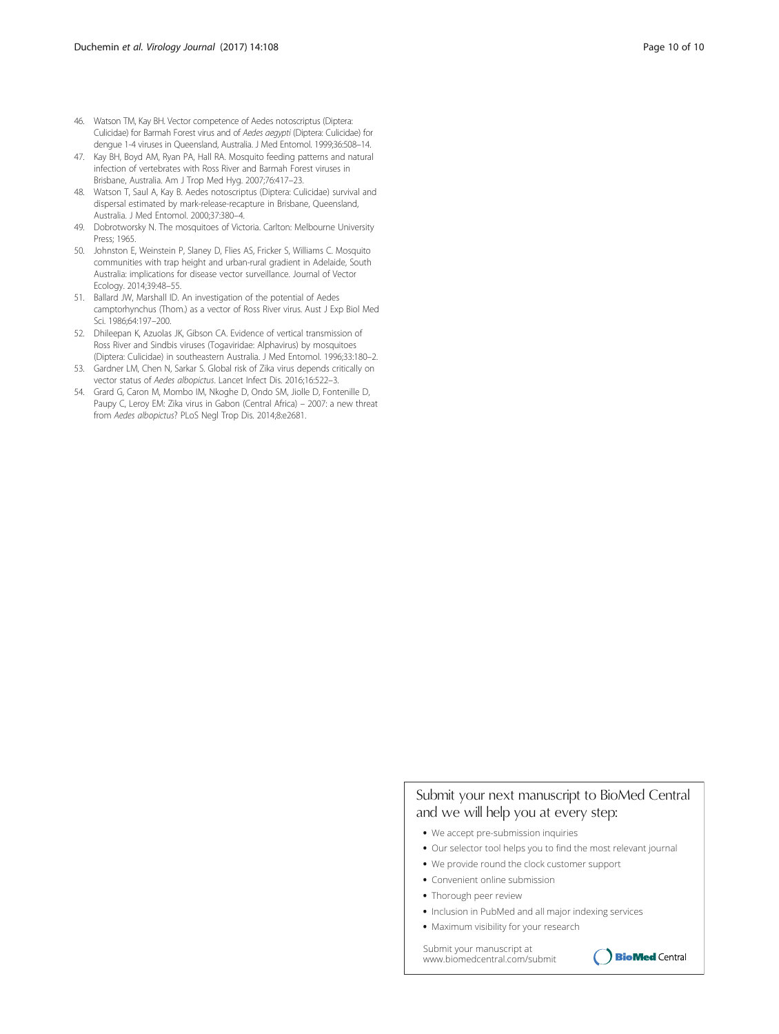46. Watson TM, Kay BH. Vector competence of Aedes notoscriptus (Diptera: Culicidae) for Barmah Forest virus and of *Aedes aegypti* (Diptera: Culicidae) for dengue 1-4 viruses in Queensland, Australia. J Med Entomol. 1999;36:508–14.
47. Kay BH, Boyd AM, Ryan PA, Hall RA. Mosquito feeding patterns and natural infection of vertebrates with Ross River and Barmah Forest viruses in Brisbane, Australia. Am J Trop Med Hyg. 2007;76:417–23.
48. Watson T, Saul A, Kay B. Aedes notoscriptus (Diptera: Culicidae) survival and dispersal estimated by mark-release-recapture in Brisbane, Queensland, Australia. J Med Entomol. 2000;37:380–4.
49. Dobrotworsky N. The mosquitoes of Victoria. Carlton: Melbourne University Press; 1965.
50. Johnston E, Weinstein P, Slaney D, Flies AS, Fricker S, Williams C. Mosquito communities with trap height and urban-rural gradient in Adelaide, South Australia: implications for disease vector surveillance. Journal of Vector Ecology. 2014;39:48–55.
51. Ballard JW, Marshall ID. An investigation of the potential of Aedes camptorhynchus (Thom.) as a vector of Ross River virus. Aust J Exp Biol Med Sci. 1986;64:197–200.
52. Dhileepan K, Azuolas JK, Gibson CA. Evidence of vertical transmission of Ross River and Sindbis viruses (Togaviridae: Alphavirus) by mosquitoes (Diptera: Culicidae) in southeastern Australia. J Med Entomol. 1996;33:180–2.
53. Gardner LM, Chen N, Sarkar S. Global risk of Zika virus depends critically on vector status of *Aedes albopictus*. Lancet Infect Dis. 2016;16:522–3.
54. Grard G, Caron M, Mombo IM, Nkoghe D, Ondo SM, Jiolle D, Fontenille D, Paupy C, Leroy EM: Zika virus in Gabon (Central Africa) – 2007: a new threat from *Aedes albopictus*? PLoS Negl Trop Dis. 2014;8:e2681.

Submit your next manuscript to BioMed Central and we will help you at every step:

- We accept pre-submission inquiries
- Our selector tool helps you to find the most relevant journal
- We provide round the clock customer support
- Convenient online submission
- Thorough peer review
- Inclusion in PubMed and all major indexing services
- Maximum visibility for your research

Submit your manuscript at
www.biomedcentral.com/submit

BioMed Central